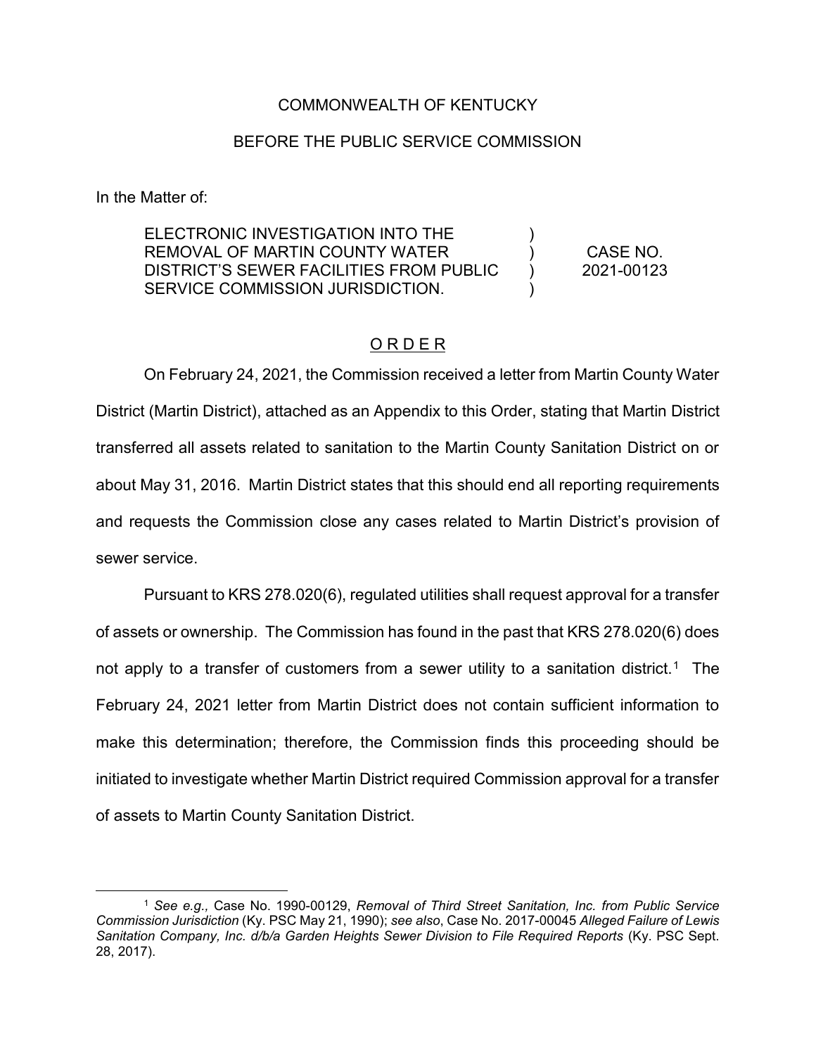COMMONWEALTH OF KENTUCKY

BEFORE THE PUBLIC SERVICE COMMISSION

In the Matter of:

| | | |
|---|---|---|
| ELECTRONIC INVESTIGATION INTO THE REMOVAL OF MARTIN COUNTY WATER DISTRICT'S SEWER FACILITIES FROM PUBLIC SERVICE COMMISSION JURISDICTION. | ) ) ) ) | CASE NO. 2021-00123 |

## O R D E R

On February 24, 2021, the Commission received a letter from Martin County Water District (Martin District), attached as an Appendix to this Order, stating that Martin District transferred all assets related to sanitation to the Martin County Sanitation District on or about May 31, 2016. Martin District states that this should end all reporting requirements and requests the Commission close any cases related to Martin District's provision of sewer service.

Pursuant to KRS 278.020(6), regulated utilities shall request approval for a transfer of assets or ownership. The Commission has found in the past that KRS 278.020(6) does not apply to a transfer of customers from a sewer utility to a sanitation district.[1] The February 24, 2021 letter from Martin District does not contain sufficient information to make this determination; therefore, the Commission finds this proceeding should be initiated to investigate whether Martin District required Commission approval for a transfer of assets to Martin County Sanitation District.

---

[1] *See e.g.,* Case No. 1990-00129, *Removal of Third Street Sanitation, Inc. from Public Service Commission Jurisdiction* (Ky. PSC May 21, 1990); *see also*, Case No. 2017-00045 *Alleged Failure of Lewis Sanitation Company, Inc. d/b/a Garden Heights Sewer Division to File Required Reports* (Ky. PSC Sept. 28, 2017).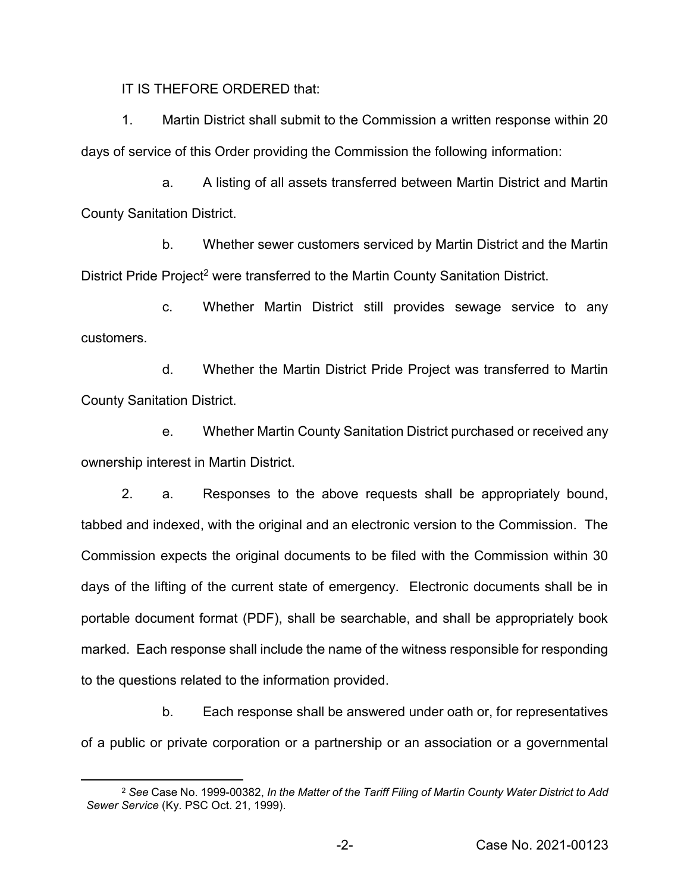IT IS THEFORE ORDERED that:

1. Martin District shall submit to the Commission a written response within 20 days of service of this Order providing the Commission the following information:

   a. A listing of all assets transferred between Martin District and Martin County Sanitation District.

   b. Whether sewer customers serviced by Martin District and the Martin District Pride Project[2] were transferred to the Martin County Sanitation District.

   c. Whether Martin District still provides sewage service to any customers.

   d. Whether the Martin District Pride Project was transferred to Martin County Sanitation District.

   e. Whether Martin County Sanitation District purchased or received any ownership interest in Martin District.

2. a. Responses to the above requests shall be appropriately bound, tabbed and indexed, with the original and an electronic version to the Commission. The Commission expects the original documents to be filed with the Commission within 30 days of the lifting of the current state of emergency. Electronic documents shall be in portable document format (PDF), shall be searchable, and shall be appropriately book marked. Each response shall include the name of the witness responsible for responding to the questions related to the information provided.

   b. Each response shall be answered under oath or, for representatives of a public or private corporation or a partnership or an association or a governmental

---

[2] *See* Case No. 1999-00382, *In the Matter of the Tariff Filing of Martin County Water District to Add Sewer Service* (Ky. PSC Oct. 21, 1999).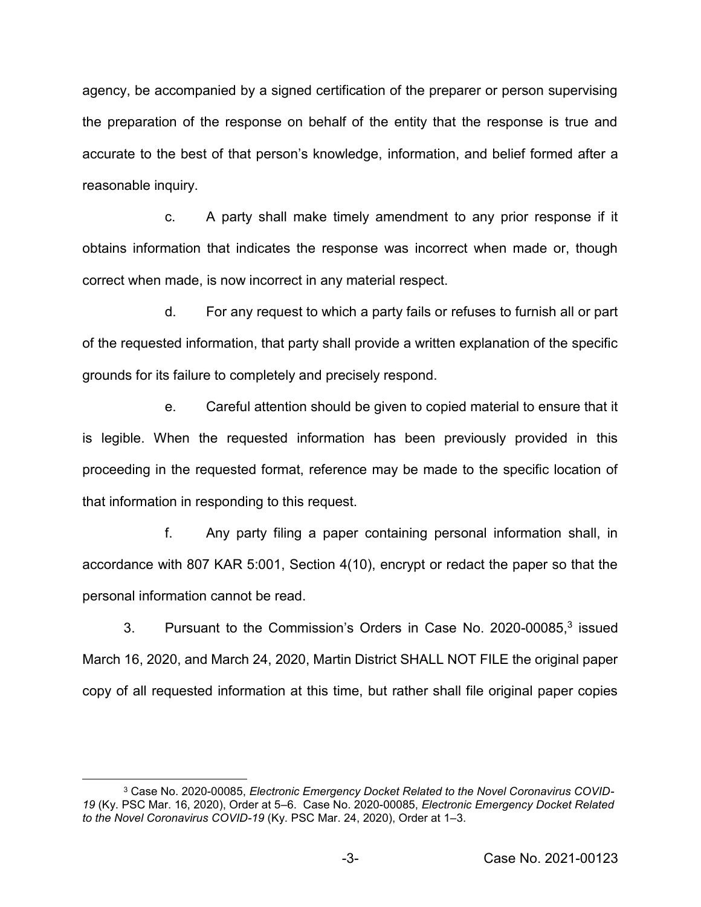agency, be accompanied by a signed certification of the preparer or person supervising the preparation of the response on behalf of the entity that the response is true and accurate to the best of that person's knowledge, information, and belief formed after a reasonable inquiry.

c. A party shall make timely amendment to any prior response if it obtains information that indicates the response was incorrect when made or, though correct when made, is now incorrect in any material respect.

d. For any request to which a party fails or refuses to furnish all or part of the requested information, that party shall provide a written explanation of the specific grounds for its failure to completely and precisely respond.

e. Careful attention should be given to copied material to ensure that it is legible. When the requested information has been previously provided in this proceeding in the requested format, reference may be made to the specific location of that information in responding to this request.

f. Any party filing a paper containing personal information shall, in accordance with 807 KAR 5:001, Section 4(10), encrypt or redact the paper so that the personal information cannot be read.

3. Pursuant to the Commission's Orders in Case No. 2020-00085,[3] issued March 16, 2020, and March 24, 2020, Martin District SHALL NOT FILE the original paper copy of all requested information at this time, but rather shall file original paper copies

[3] Case No. 2020-00085, *Electronic Emergency Docket Related to the Novel Coronavirus COVID-19* (Ky. PSC Mar. 16, 2020), Order at 5–6. Case No. 2020-00085, *Electronic Emergency Docket Related to the Novel Coronavirus COVID-19* (Ky. PSC Mar. 24, 2020), Order at 1–3.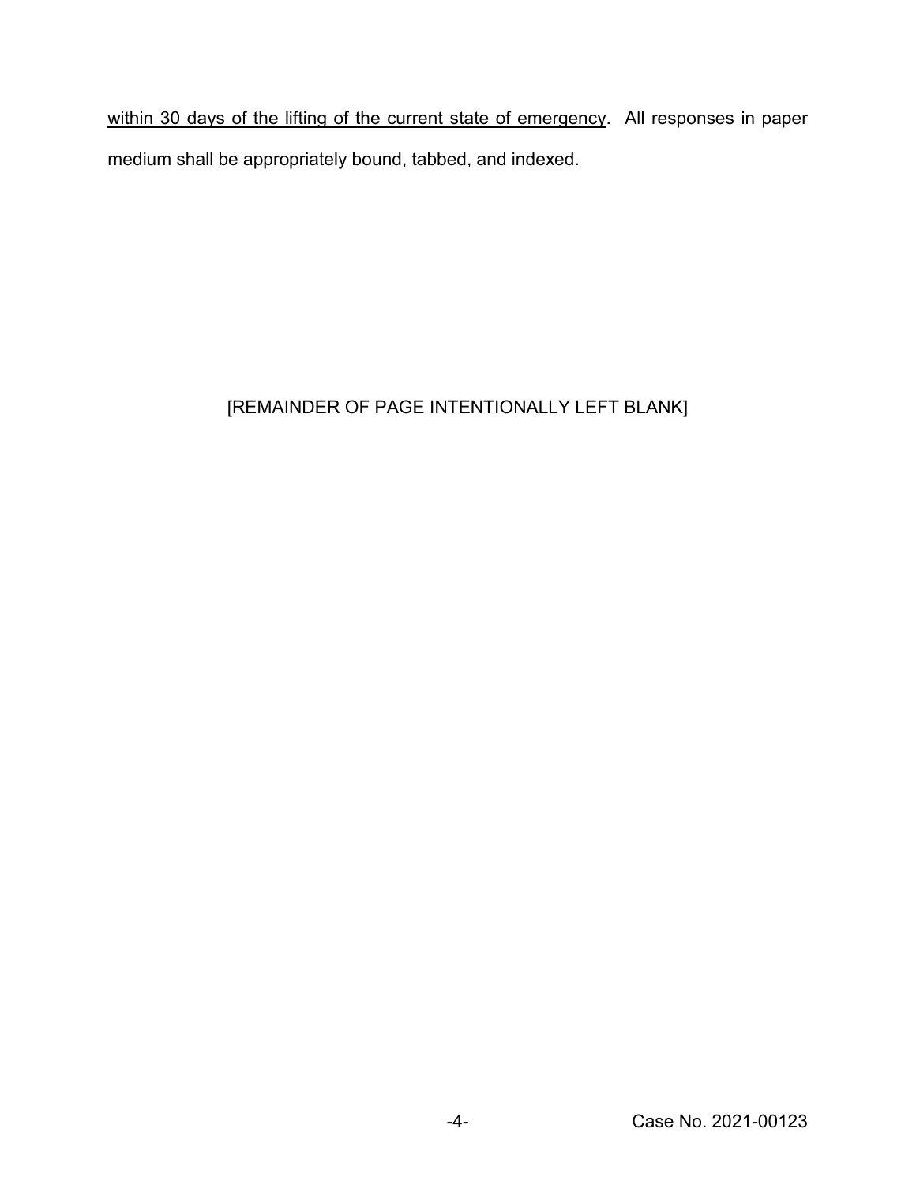<u>within 30 days of the lifting of the current state of emergency</u>. All responses in paper medium shall be appropriately bound, tabbed, and indexed.

[REMAINDER OF PAGE INTENTIONALLY LEFT BLANK]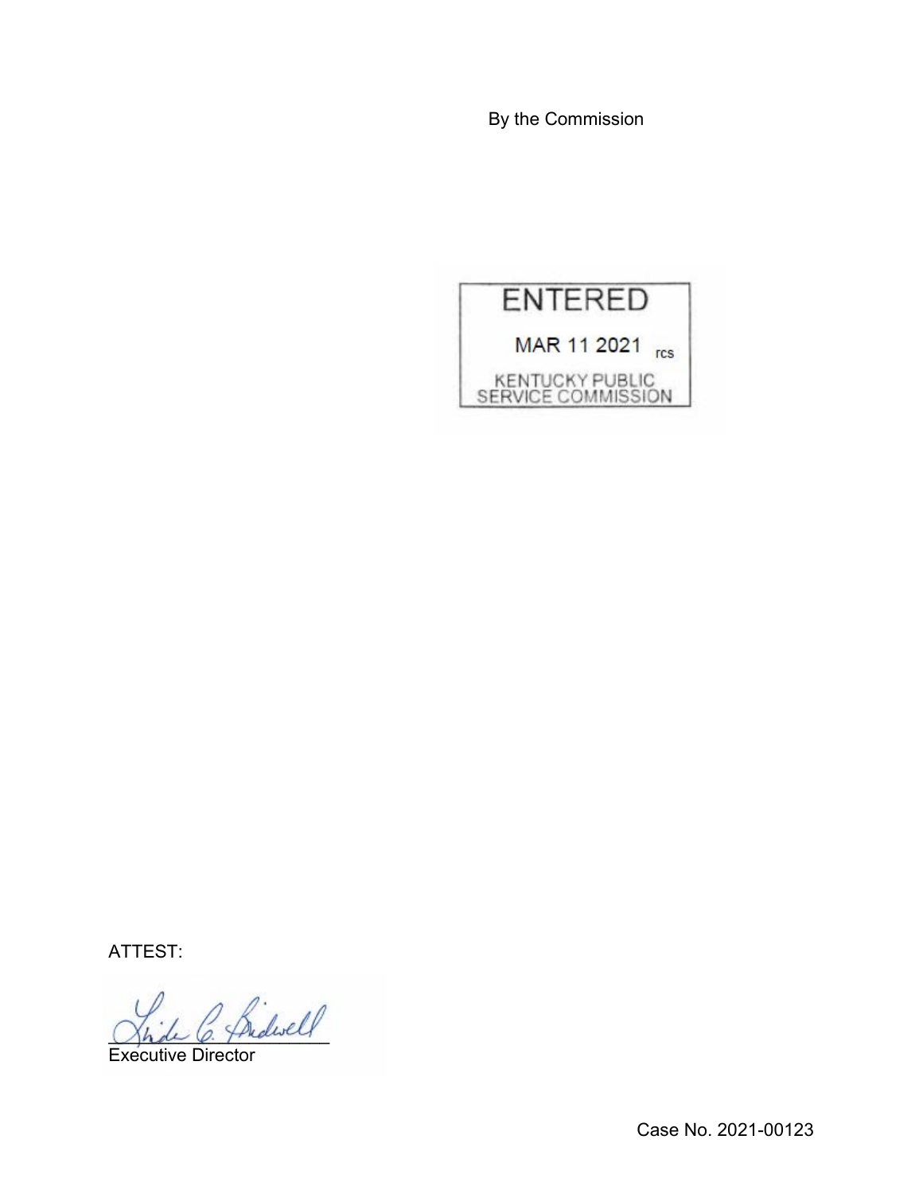By the Commission

ENTERED

MAR 11 2021 rcs

KENTUCKY PUBLIC SERVICE COMMISSION

ATTEST:

Executive Director

Case No. 2021-00123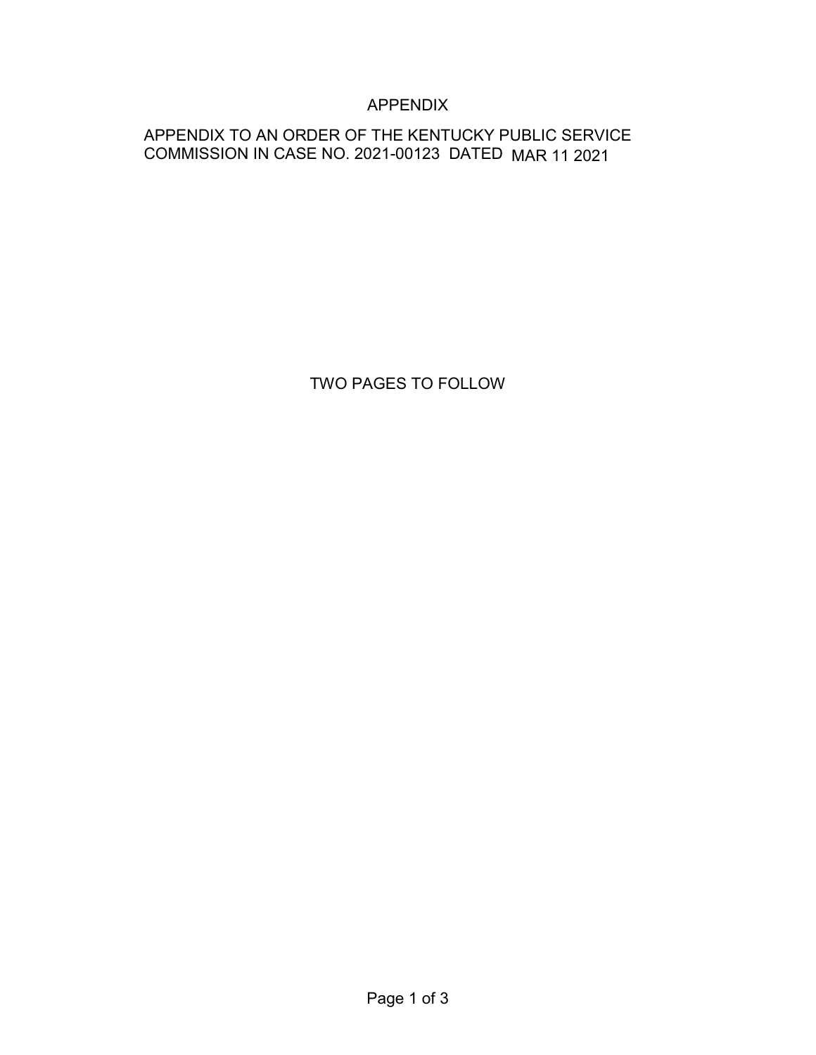# APPENDIX

APPENDIX TO AN ORDER OF THE KENTUCKY PUBLIC SERVICE COMMISSION IN CASE NO. 2021-00123 DATED MAR 11 2021

TWO PAGES TO FOLLOW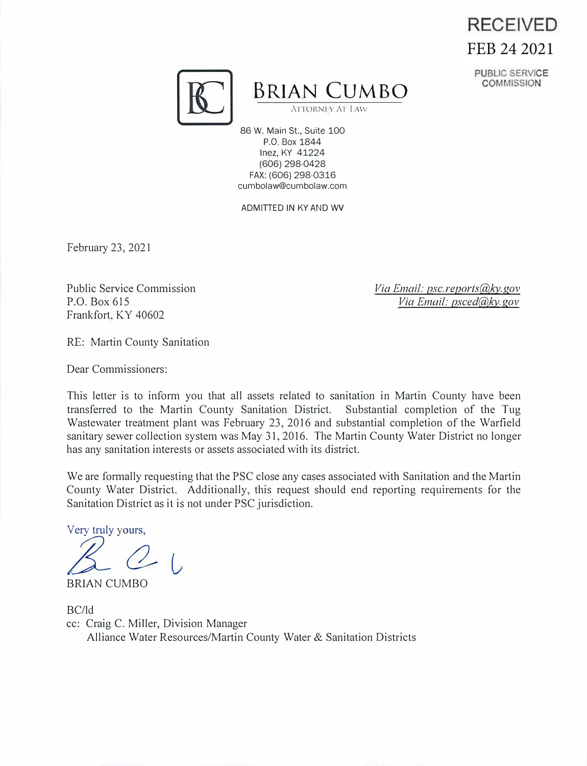RECEIVED
FEB 24 2021
PUBLIC SERVICE COMMISSION

# BRIAN CUMBO

ATTORNEY AT LAW

86 W. Main St., Suite 100
P.O. Box 1844
Inez, KY 41224
(606) 298-0428
FAX: (606) 298-0316
cumbolaw@cumbolaw.com

ADMITTED IN KY AND WV

February 23, 2021

Public Service Commission
P.O. Box 615
Frankfort, KY 40602

*Via Email: psc.reports@ky.gov*
*Via Email: psced@ky.gov*

RE: Martin County Sanitation

Dear Commissioners:

This letter is to inform you that all assets related to sanitation in Martin County have been transferred to the Martin County Sanitation District. Substantial completion of the Tug Wastewater treatment plant was February 23, 2016 and substantial completion of the Warfield sanitary sewer collection system was May 31, 2016. The Martin County Water District no longer has any sanitation interests or assets associated with its district.

We are formally requesting that the PSC close any cases associated with Sanitation and the Martin County Water District. Additionally, this request should end reporting requirements for the Sanitation District as it is not under PSC jurisdiction.

Very truly yours,

BRIAN CUMBO

BC/ld
cc: Craig C. Miller, Division Manager
Alliance Water Resources/Martin County Water & Sanitation Districts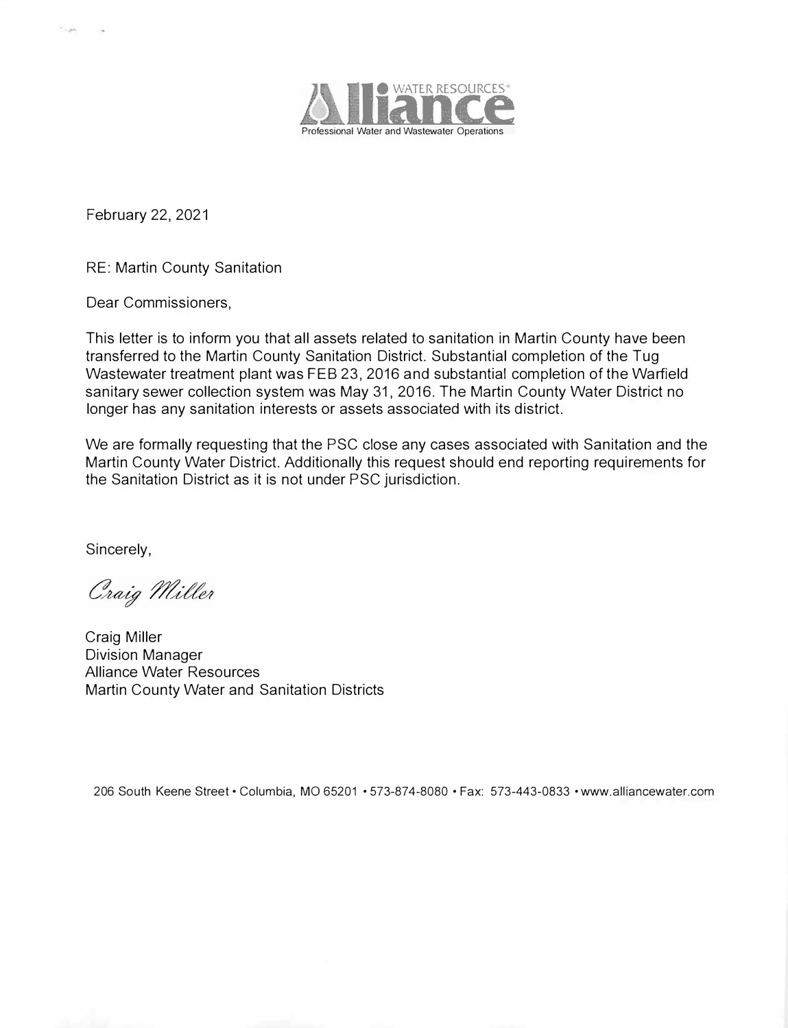Alliance WATER RESOURCES®
Professional Water and Wastewater Operations

February 22, 2021

RE: Martin County Sanitation

Dear Commissioners,

This letter is to inform you that all assets related to sanitation in Martin County have been transferred to the Martin County Sanitation District. Substantial completion of the Tug Wastewater treatment plant was FEB 23, 2016 and substantial completion of the Warfield sanitary sewer collection system was May 31, 2016. The Martin County Water District no longer has any sanitation interests or assets associated with its district.

We are formally requesting that the PSC close any cases associated with Sanitation and the Martin County Water District. Additionally this request should end reporting requirements for the Sanitation District as it is not under PSC jurisdiction.

Sincerely,

*Craig Miller*

Craig Miller
Division Manager
Alliance Water Resources
Martin County Water and Sanitation Districts

206 South Keene Street • Columbia, MO 65201 • 573-874-8080 • Fax: 573-443-0833 • www.alliancewater.com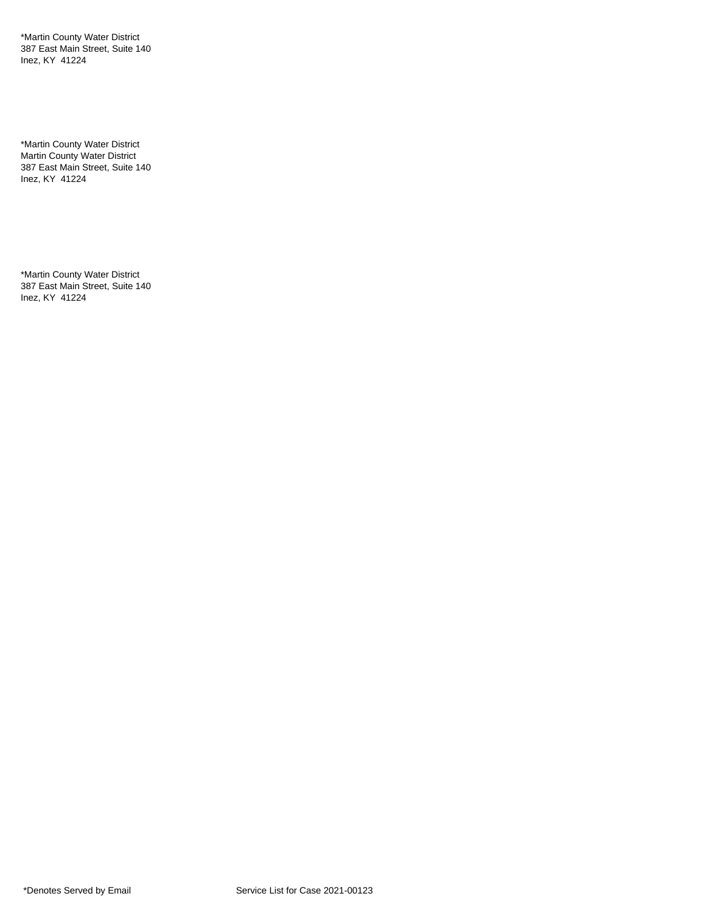*Martin County Water District
387 East Main Street, Suite 140
Inez, KY  41224

*Martin County Water District
Martin County Water District
387 East Main Street, Suite 140
Inez, KY  41224

*Martin County Water District
387 East Main Street, Suite 140
Inez, KY  41224

*Denotes Served by Email

Service List for Case 2021-00123